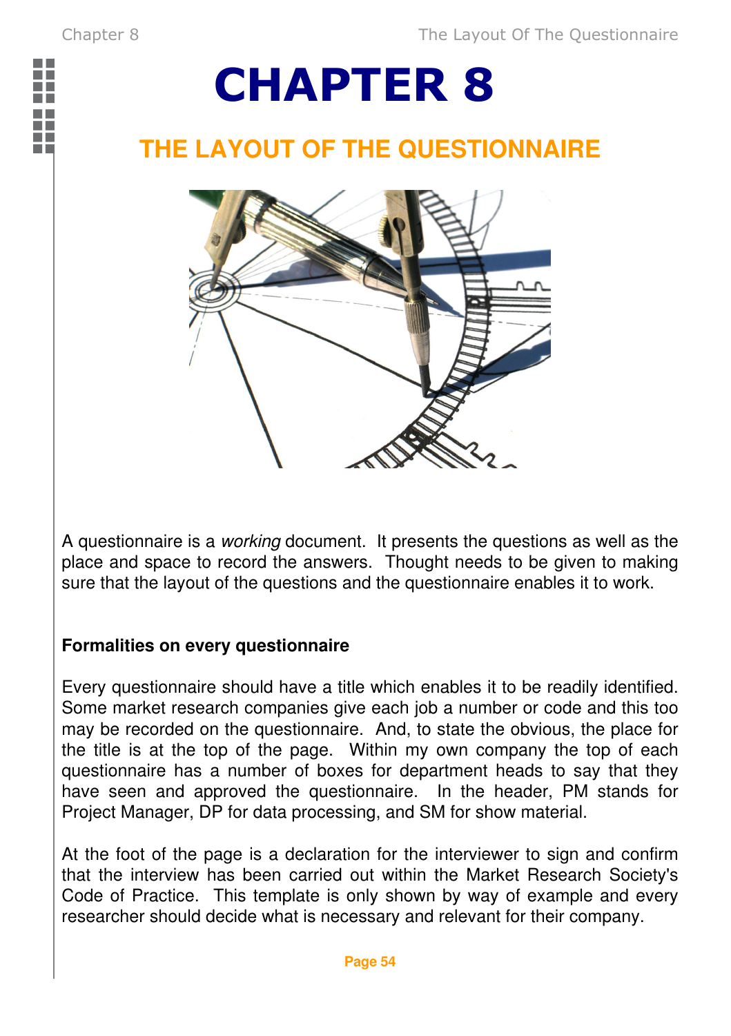# CHAPTER 8

## THE LAYOUT OF THE QUESTIONNAIRE

A questionnaire is a *working* document. It presents the questions as well as the place and space to record the answers. Thought needs to be given to making sure that the layout of the questions and the questionnaire enables it to work.

**Formalities on every questionnaire**

Every questionnaire should have a title which enables it to be readily identified. Some market research companies give each job a number or code and this too may be recorded on the questionnaire. And, to state the obvious, the place for the title is at the top of the page. Within my own company the top of each questionnaire has a number of boxes for department heads to say that they have seen and approved the questionnaire. In the header, PM stands for Project Manager, DP for data processing, and SM for show material.

At the foot of the page is a declaration for the interviewer to sign and confirm that the interview has been carried out within the Market Research Society's Code of Practice. This template is only shown by way of example and every researcher should decide what is necessary and relevant for their company.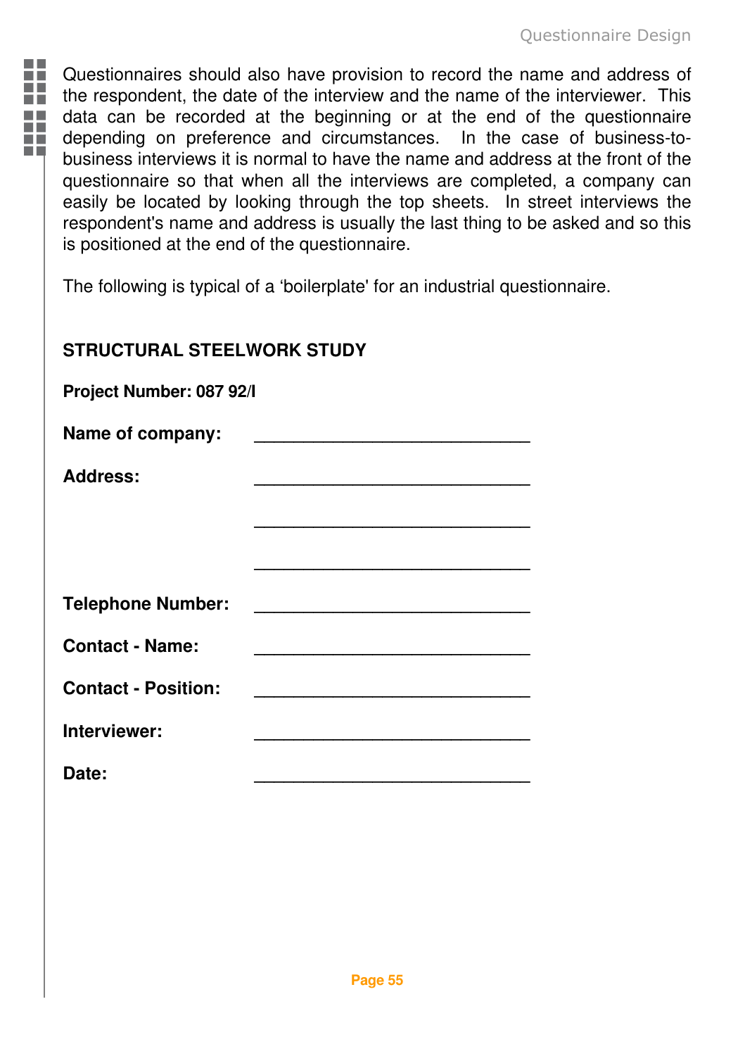Questionnaires should also have provision to record the name and address of the respondent, the date of the interview and the name of the interviewer. This data can be recorded at the beginning or at the end of the questionnaire depending on preference and circumstances. In the case of business-to-business interviews it is normal to have the name and address at the front of the questionnaire so that when all the interviews are completed, a company can easily be located by looking through the top sheets. In street interviews the respondent's name and address is usually the last thing to be asked and so this is positioned at the end of the questionnaire.

The following is typical of a 'boilerplate' for an industrial questionnaire.

**STRUCTURAL STEELWORK STUDY**

**Project Number: 087 92/I**

**Name of company:** ______________________________

**Address:** ______________________________

______________________________

______________________________

**Telephone Number:** ______________________________

**Contact - Name:** ______________________________

**Contact - Position:** ______________________________

**Interviewer:** ______________________________

**Date:** ______________________________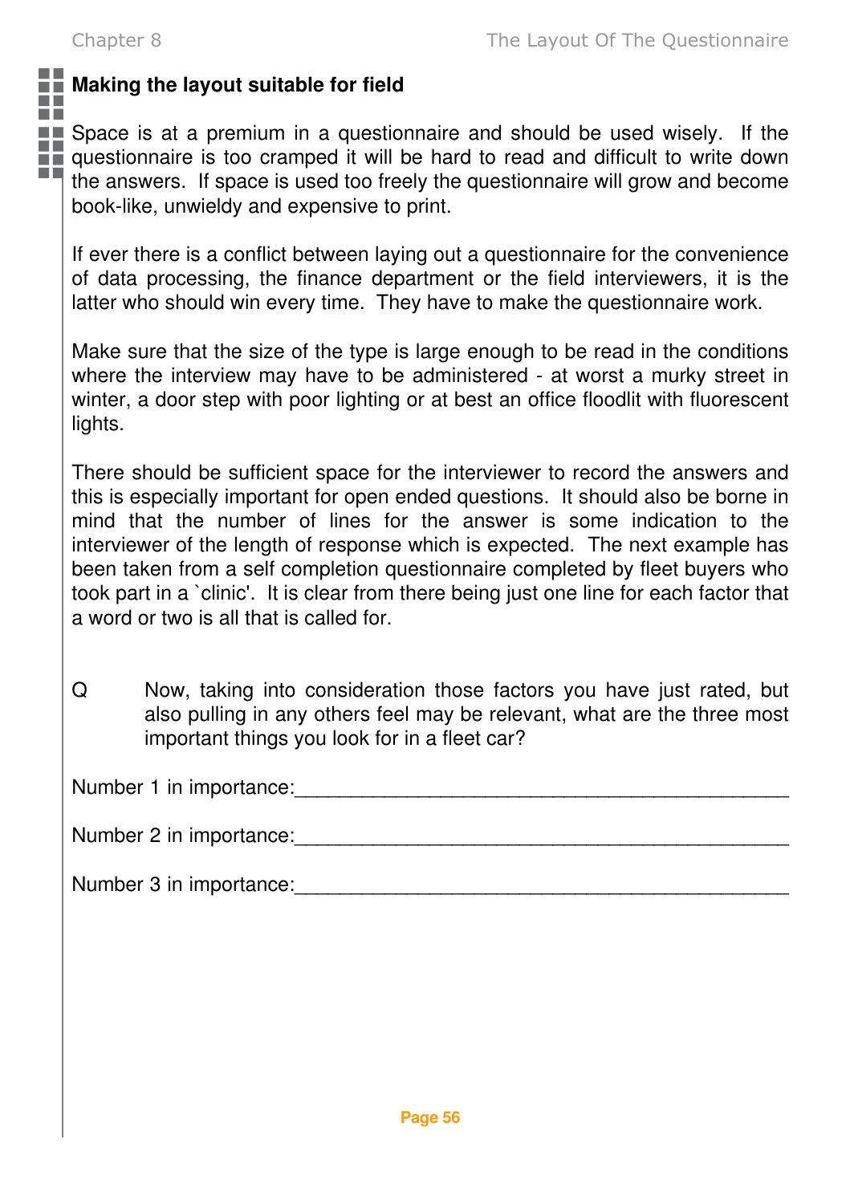## Making the layout suitable for field

Space is at a premium in a questionnaire and should be used wisely. If the questionnaire is too cramped it will be hard to read and difficult to write down the answers. If space is used too freely the questionnaire will grow and become book-like, unwieldy and expensive to print.

If ever there is a conflict between laying out a questionnaire for the convenience of data processing, the finance department or the field interviewers, it is the latter who should win every time. They have to make the questionnaire work.

Make sure that the size of the type is large enough to be read in the conditions where the interview may have to be administered - at worst a murky street in winter, a door step with poor lighting or at best an office floodlit with fluorescent lights.

There should be sufficient space for the interviewer to record the answers and this is especially important for open ended questions. It should also be borne in mind that the number of lines for the answer is some indication to the interviewer of the length of response which is expected. The next example has been taken from a self completion questionnaire completed by fleet buyers who took part in a `clinic'. It is clear from there being just one line for each factor that a word or two is all that is called for.

Q Now, taking into consideration those factors you have just rated, but also pulling in any others feel may be relevant, what are the three most important things you look for in a fleet car?

Number 1 in importance:_____________________________________________

Number 2 in importance:_____________________________________________

Number 3 in importance:_____________________________________________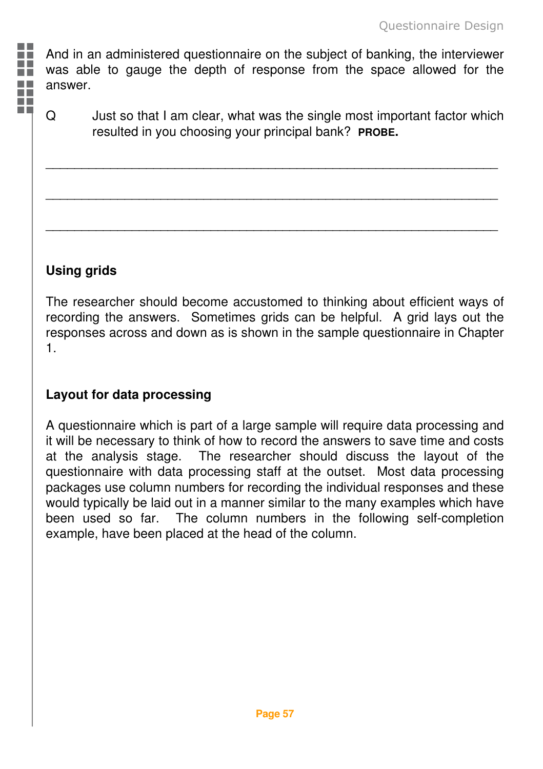And in an administered questionnaire on the subject of banking, the interviewer was able to gauge the depth of response from the space allowed for the answer.

Q Just so that I am clear, what was the single most important factor which resulted in you choosing your principal bank? **PROBE.**

______________________________________________________________

______________________________________________________________

______________________________________________________________

### Using grids

The researcher should become accustomed to thinking about efficient ways of recording the answers. Sometimes grids can be helpful. A grid lays out the responses across and down as is shown in the sample questionnaire in Chapter 1.

### Layout for data processing

A questionnaire which is part of a large sample will require data processing and it will be necessary to think of how to record the answers to save time and costs at the analysis stage. The researcher should discuss the layout of the questionnaire with data processing staff at the outset. Most data processing packages use column numbers for recording the individual responses and these would typically be laid out in a manner similar to the many examples which have been used so far. The column numbers in the following self-completion example, have been placed at the head of the column.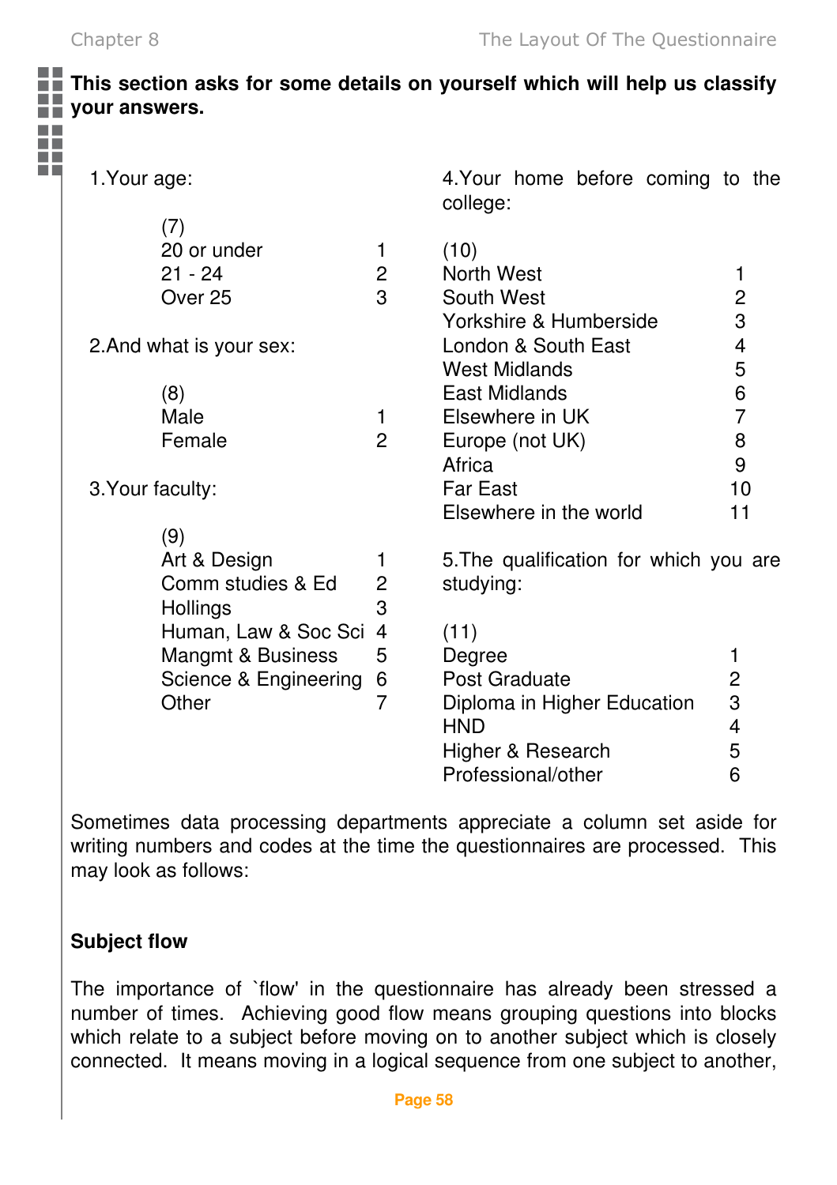**This section asks for some details on yourself which will help us classify your answers.**

1.Your age:

(7)

| | |
|---|---|
| 20 or under | 1 |
| 21 - 24 | 2 |
| Over 25 | 3 |

2.And what is your sex:

(8)

| | |
|---|---|
| Male | 1 |
| Female | 2 |

3.Your faculty:

(9)

| | |
|---|---|
| Art & Design | 1 |
| Comm studies & Ed | 2 |
| Hollings | 3 |
| Human, Law & Soc Sci | 4 |
| Mangmt & Business | 5 |
| Science & Engineering | 6 |
| Other | 7 |

4.Your home before coming to the college:

(10)

| | |
|---|---|
| North West | 1 |
| South West | 2 |
| Yorkshire & Humberside | 3 |
| London & South East | 4 |
| West Midlands | 5 |
| East Midlands | 6 |
| Elsewhere in UK | 7 |
| Europe (not UK) | 8 |
| Africa | 9 |
| Far East | 10 |
| Elsewhere in the world | 11 |

5.The qualification for which you are studying:

(11)

| | |
|---|---|
| Degree | 1 |
| Post Graduate | 2 |
| Diploma in Higher Education | 3 |
| HND | 4 |
| Higher & Research | 5 |
| Professional/other | 6 |

Sometimes data processing departments appreciate a column set aside for writing numbers and codes at the time the questionnaires are processed. This may look as follows:

**Subject flow**

The importance of `flow' in the questionnaire has already been stressed a number of times. Achieving good flow means grouping questions into blocks which relate to a subject before moving on to another subject which is closely connected. It means moving in a logical sequence from one subject to another,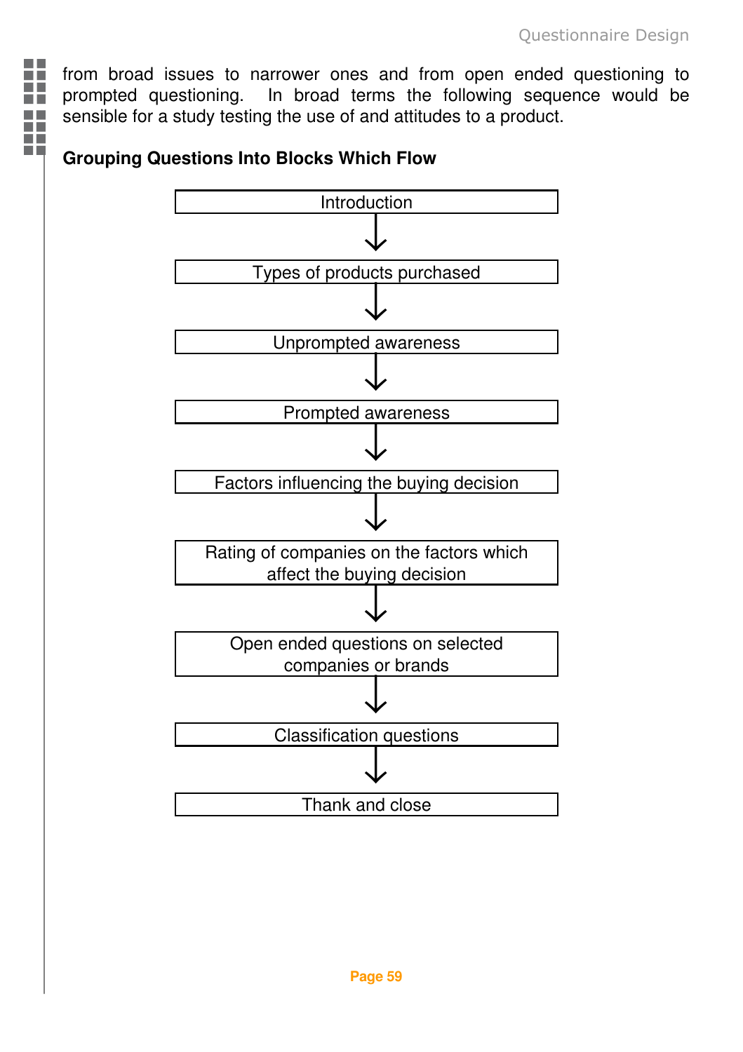from broad issues to narrower ones and from open ended questioning to prompted questioning. In broad terms the following sequence would be sensible for a study testing the use of and attitudes to a product.

**Grouping Questions Into Blocks Which Flow**

Introduction

↓

Types of products purchased

↓

Unprompted awareness

↓

Prompted awareness

↓

Factors influencing the buying decision

↓

Rating of companies on the factors which affect the buying decision

↓

Open ended questions on selected companies or brands

↓

Classification questions

↓

Thank and close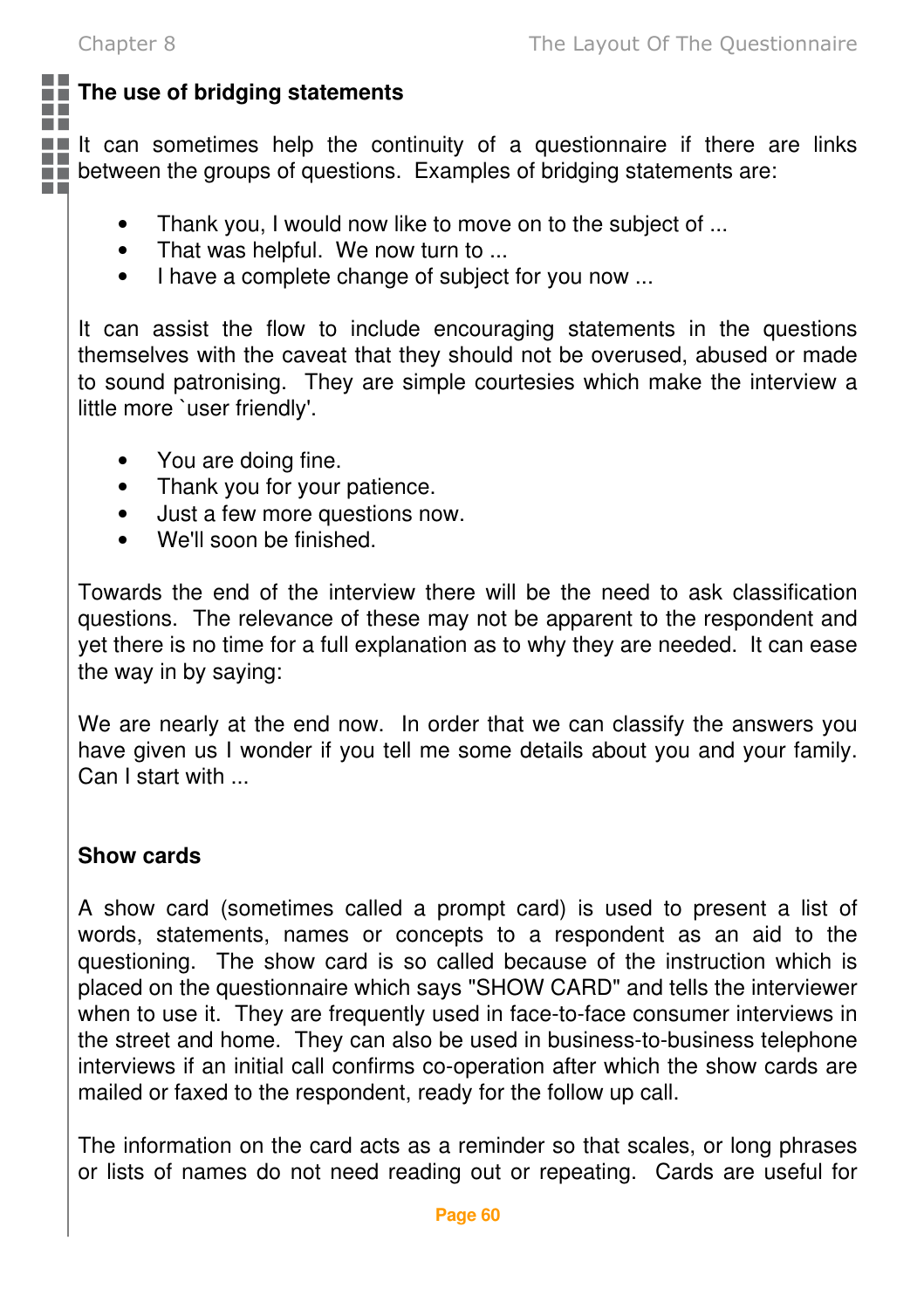### The use of bridging statements

It can sometimes help the continuity of a questionnaire if there are links between the groups of questions. Examples of bridging statements are:

- Thank you, I would now like to move on to the subject of ...
- That was helpful. We now turn to ...
- I have a complete change of subject for you now ...

It can assist the flow to include encouraging statements in the questions themselves with the caveat that they should not be overused, abused or made to sound patronising. They are simple courtesies which make the interview a little more `user friendly'.

- You are doing fine.
- Thank you for your patience.
- Just a few more questions now.
- We'll soon be finished.

Towards the end of the interview there will be the need to ask classification questions. The relevance of these may not be apparent to the respondent and yet there is no time for a full explanation as to why they are needed. It can ease the way in by saying:

We are nearly at the end now. In order that we can classify the answers you have given us I wonder if you tell me some details about you and your family. Can I start with ...

### Show cards

A show card (sometimes called a prompt card) is used to present a list of words, statements, names or concepts to a respondent as an aid to the questioning. The show card is so called because of the instruction which is placed on the questionnaire which says "SHOW CARD" and tells the interviewer when to use it. They are frequently used in face-to-face consumer interviews in the street and home. They can also be used in business-to-business telephone interviews if an initial call confirms co-operation after which the show cards are mailed or faxed to the respondent, ready for the follow up call.

The information on the card acts as a reminder so that scales, or long phrases or lists of names do not need reading out or repeating. Cards are useful for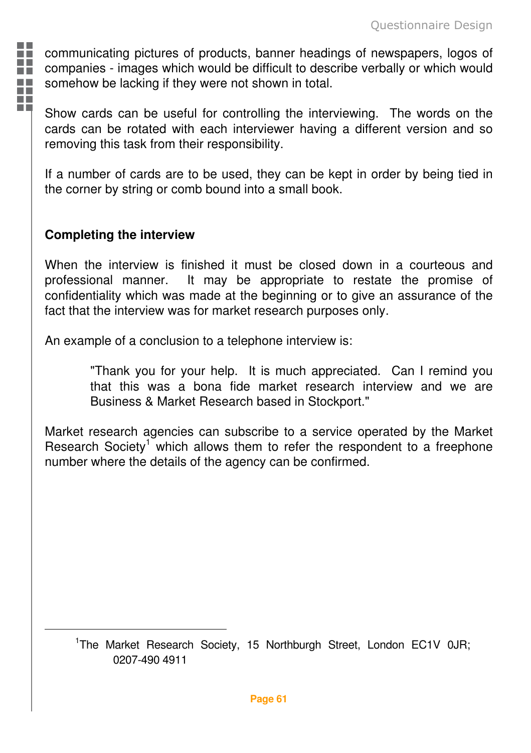communicating pictures of products, banner headings of newspapers, logos of companies - images which would be difficult to describe verbally or which would somehow be lacking if they were not shown in total.

Show cards can be useful for controlling the interviewing. The words on the cards can be rotated with each interviewer having a different version and so removing this task from their responsibility.

If a number of cards are to be used, they can be kept in order by being tied in the corner by string or comb bound into a small book.

**Completing the interview**

When the interview is finished it must be closed down in a courteous and professional manner. It may be appropriate to restate the promise of confidentiality which was made at the beginning or to give an assurance of the fact that the interview was for market research purposes only.

An example of a conclusion to a telephone interview is:

> "Thank you for your help. It is much appreciated. Can I remind you that this was a bona fide market research interview and we are Business & Market Research based in Stockport."

Market research agencies can subscribe to a service operated by the Market Research Society[1] which allows them to refer the respondent to a freephone number where the details of the agency can be confirmed.

---

[1] The Market Research Society, 15 Northburgh Street, London EC1V 0JR; 0207-490 4911